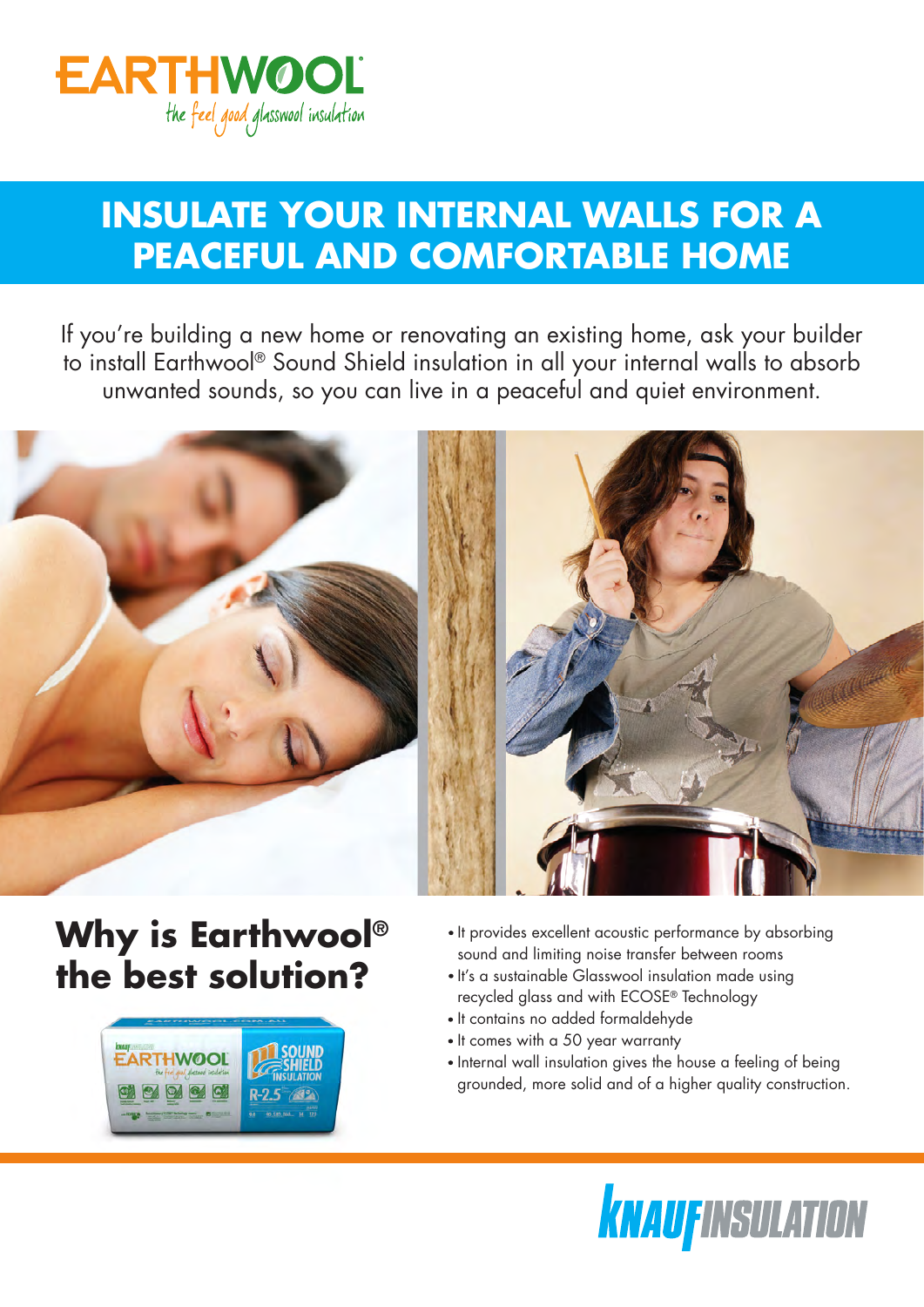EARTHWOOL®
the feel good glasswool insulation

# INSULATE YOUR INTERNAL WALLS FOR A PEACEFUL AND COMFORTABLE HOME

If you're building a new home or renovating an existing home, ask your builder to install Earthwool® Sound Shield insulation in all your internal walls to absorb unwanted sounds, so you can live in a peaceful and quiet environment.

## Why is Earthwool® the best solution?

- It provides excellent acoustic performance by absorbing sound and limiting noise transfer between rooms
- It's a sustainable Glasswool insulation made using recycled glass and with ECOSE® Technology
- It contains no added formaldehyde
- It comes with a 50 year warranty
- Internal wall insulation gives the house a feeling of being grounded, more solid and of a higher quality construction.

KNAUF INSULATION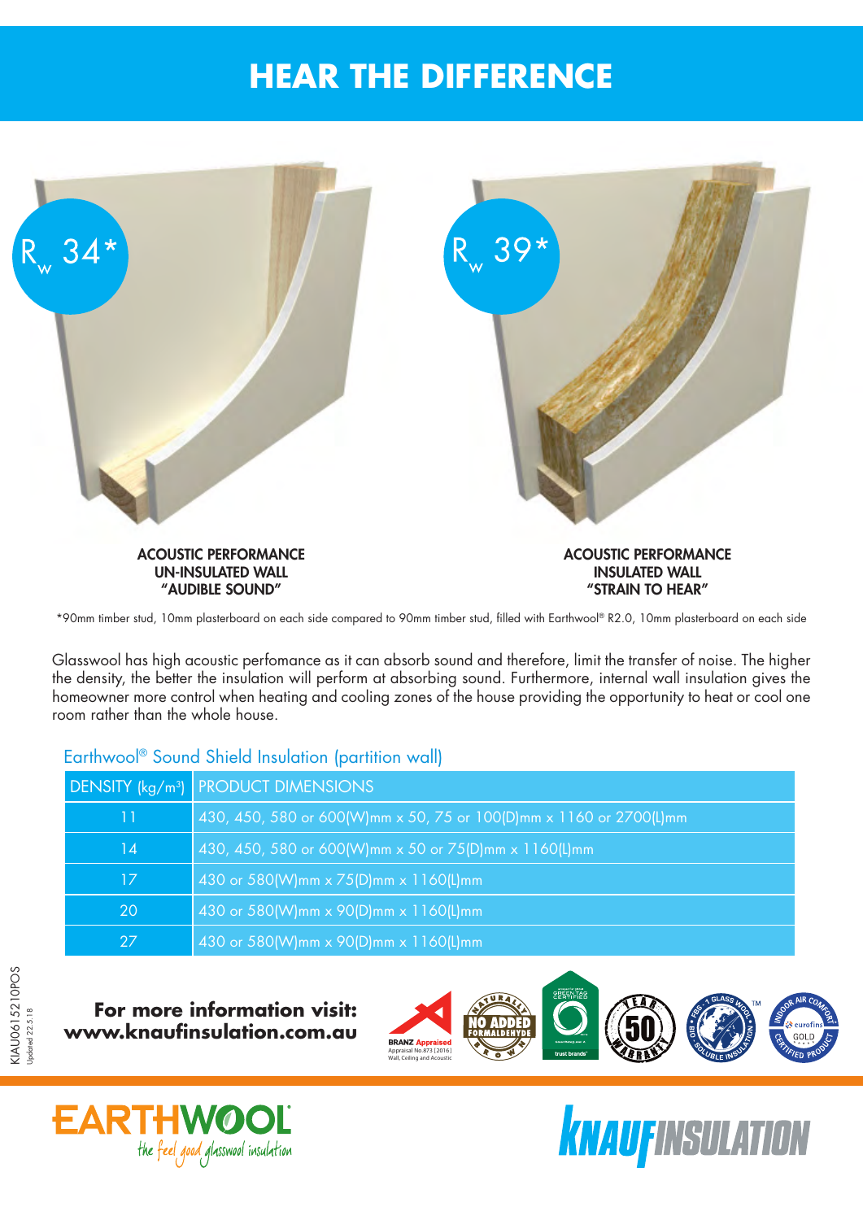# HEAR THE DIFFERENCE

$R_w$ 34*

**ACOUSTIC PERFORMANCE**
**UN-INSULATED WALL**
**"AUDIBLE SOUND"**

$R_w$ 39*

**ACOUSTIC PERFORMANCE**
**INSULATED WALL**
**"STRAIN TO HEAR"**

*90mm timber stud, 10mm plasterboard on each side compared to 90mm timber stud, filled with Earthwool® R2.0, 10mm plasterboard on each side

Glasswool has high acoustic perfomance as it can absorb sound and therefore, limit the transfer of noise. The higher the density, the better the insulation will perform at absorbing sound. Furthermore, internal wall insulation gives the homeowner more control when heating and cooling zones of the house providing the opportunity to heat or cool one room rather than the whole house.

## Earthwool® Sound Shield Insulation (partition wall)

| DENSITY (kg/m³) | PRODUCT DIMENSIONS |
|---|---|
| 11 | 430, 450, 580 or 600(W)mm x 50, 75 or 100(D)mm x 1160 or 2700(L)mm |
| 14 | 430, 450, 580 or 600(W)mm x 50 or 75(D)mm x 1160(L)mm |
| 17 | 430 or 580(W)mm x 75(D)mm x 1160(L)mm |
| 20 | 430 or 580(W)mm x 90(D)mm x 1160(L)mm |
| 27 | 430 or 580(W)mm x 90(D)mm x 1160(L)mm |

**For more information visit:**
**www.knaufinsulation.com.au**

BRANZ Appraised
Appraisal No.873 [2016]
Wall, Ceiling and Acoustic

KIAU0615210POS
Updated 22.5.18

EARTHWOOL
the feel good glasswool insulation

KNAUF INSULATION